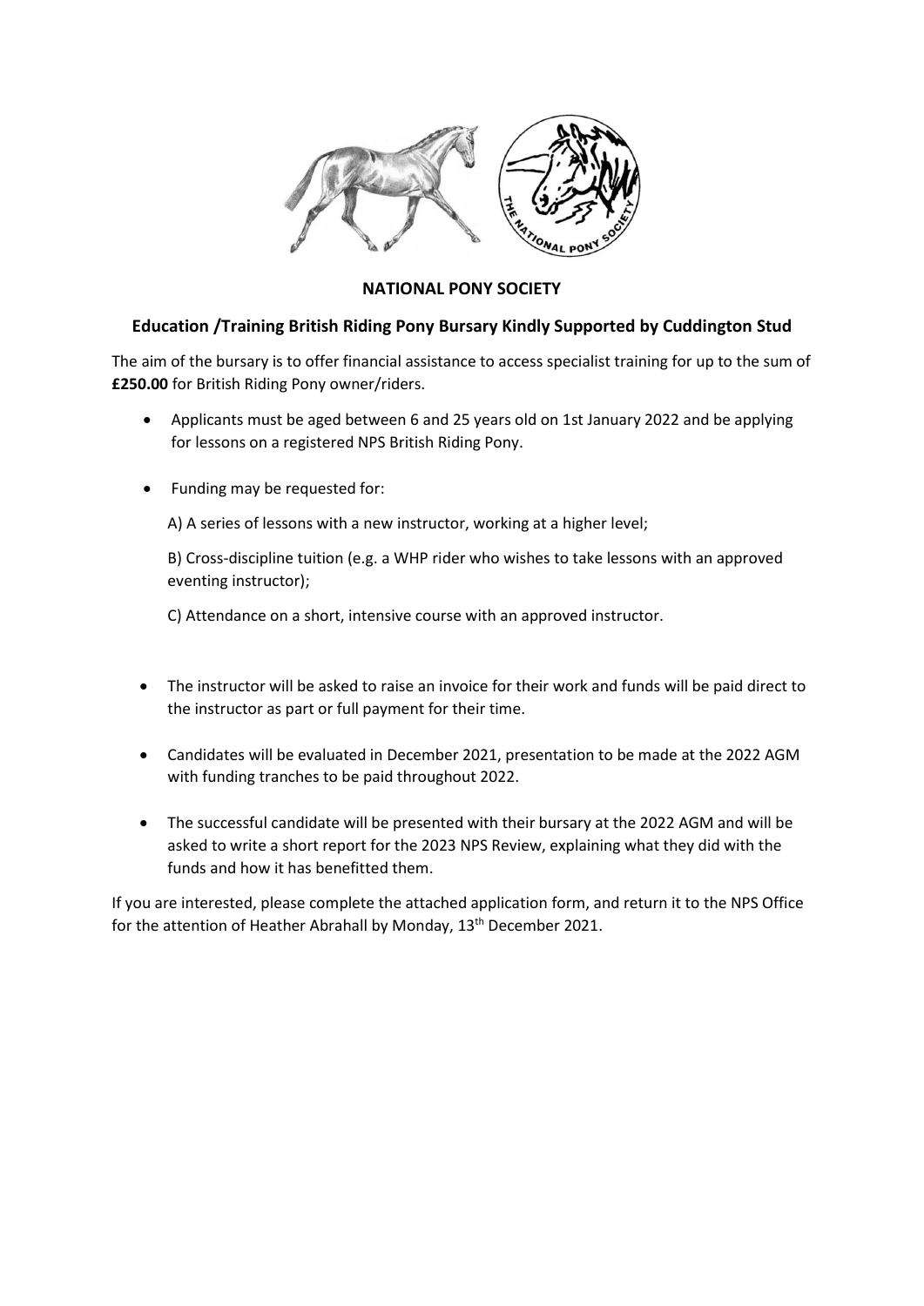**NATIONAL PONY SOCIETY**

**Education /Training British Riding Pony Bursary Kindly Supported by Cuddington Stud**

The aim of the bursary is to offer financial assistance to access specialist training for up to the sum of **£250.00** for British Riding Pony owner/riders.

- Applicants must be aged between 6 and 25 years old on 1st January 2022 and be applying for lessons on a registered NPS British Riding Pony.
- Funding may be requested for:

  A) A series of lessons with a new instructor, working at a higher level;

  B) Cross-discipline tuition (e.g. a WHP rider who wishes to take lessons with an approved eventing instructor);

  C) Attendance on a short, intensive course with an approved instructor.

- The instructor will be asked to raise an invoice for their work and funds will be paid direct to the instructor as part or full payment for their time.
- Candidates will be evaluated in December 2021, presentation to be made at the 2022 AGM with funding tranches to be paid throughout 2022.
- The successful candidate will be presented with their bursary at the 2022 AGM and will be asked to write a short report for the 2023 NPS Review, explaining what they did with the funds and how it has benefitted them.

If you are interested, please complete the attached application form, and return it to the NPS Office for the attention of Heather Abrahall by Monday, 13th December 2021.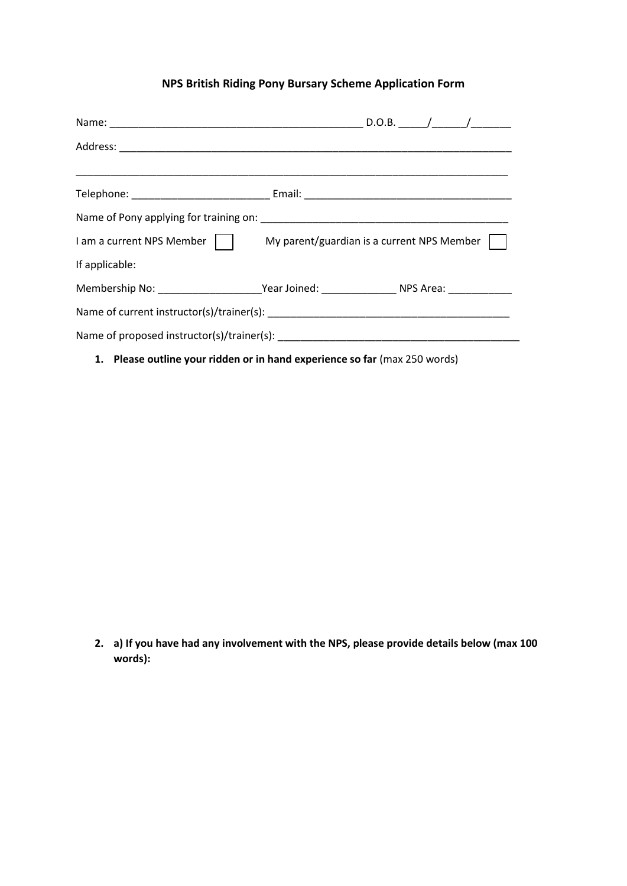# NPS British Riding Pony Bursary Scheme Application Form

Name: _____________________________________________ D.O.B. _____/______/_______

Address: ______________________________________________________________________

_____________________________________________________________________________

Telephone: ________________________ Email: _____________________________________

Name of Pony applying for training on: ____________________________________________

I am a current NPS Member ☐ My parent/guardian is a current NPS Member ☐

If applicable:

Membership No: __________________Year Joined: _____________ NPS Area: ___________

Name of current instructor(s)/trainer(s): ___________________________________________

Name of proposed instructor(s)/trainer(s): ___________________________________________

1. **Please outline your ridden or in hand experience so far** (max 250 words)

2. **a) If you have had any involvement with the NPS, please provide details below (max 100 words):**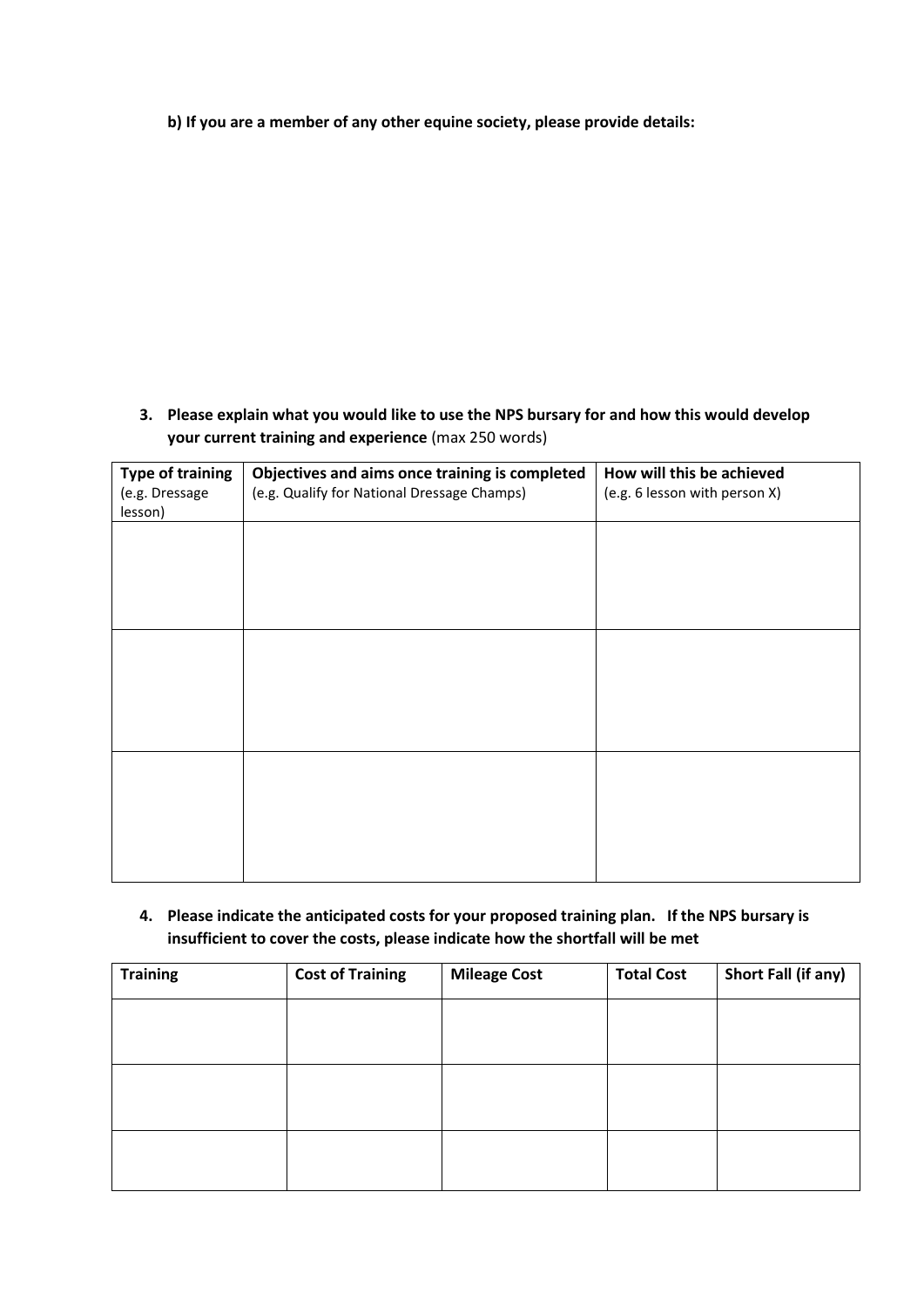**b) If you are a member of any other equine society, please provide details:**

3. **Please explain what you would like to use the NPS bursary for and how this would develop your current training and experience** (max 250 words)

| **Type of training** (e.g. Dressage lesson) | **Objectives and aims once training is completed** (e.g. Qualify for National Dressage Champs) | **How will this be achieved** (e.g. 6 lesson with person X) |
| --- | --- | --- |
| | | |
| | | |
| | | |

4. **Please indicate the anticipated costs for your proposed training plan. If the NPS bursary is insufficient to cover the costs, please indicate how the shortfall will be met**

| **Training** | **Cost of Training** | **Mileage Cost** | **Total Cost** | **Short Fall (if any)** |
| --- | --- | --- | --- | --- |
| | | | | |
| | | | | |
| | | | | |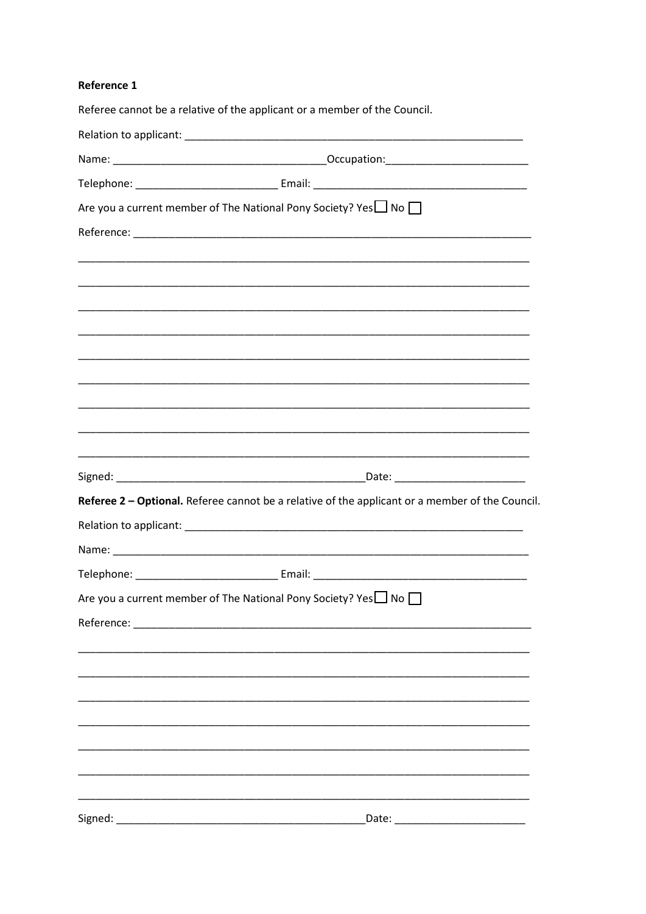**Reference 1**

Referee cannot be a relative of the applicant or a member of the Council.

Relation to applicant: ___________________________________________________________

Name: ___________________________________Occupation:________________________

Telephone: ________________________ Email: ____________________________________

Are you a current member of The National Pony Society? Yes ☐ No ☐

Reference: _______________________________________________________________________

_____________________________________________________________________________

_____________________________________________________________________________

_____________________________________________________________________________

_____________________________________________________________________________

_____________________________________________________________________________

_____________________________________________________________________________

_____________________________________________________________________________

_____________________________________________________________________________

_____________________________________________________________________________

Signed: __________________________________________Date: ______________________

**Referee 2 – Optional.** Referee cannot be a relative of the applicant or a member of the Council.

Relation to applicant: ___________________________________________________________

Name: ______________________________________________________________________

Telephone: ________________________ Email: ____________________________________

Are you a current member of The National Pony Society? Yes ☐ No ☐

Reference: _______________________________________________________________________

_____________________________________________________________________________

_____________________________________________________________________________

_____________________________________________________________________________

_____________________________________________________________________________

_____________________________________________________________________________

_____________________________________________________________________________

_____________________________________________________________________________

Signed: __________________________________________Date: ______________________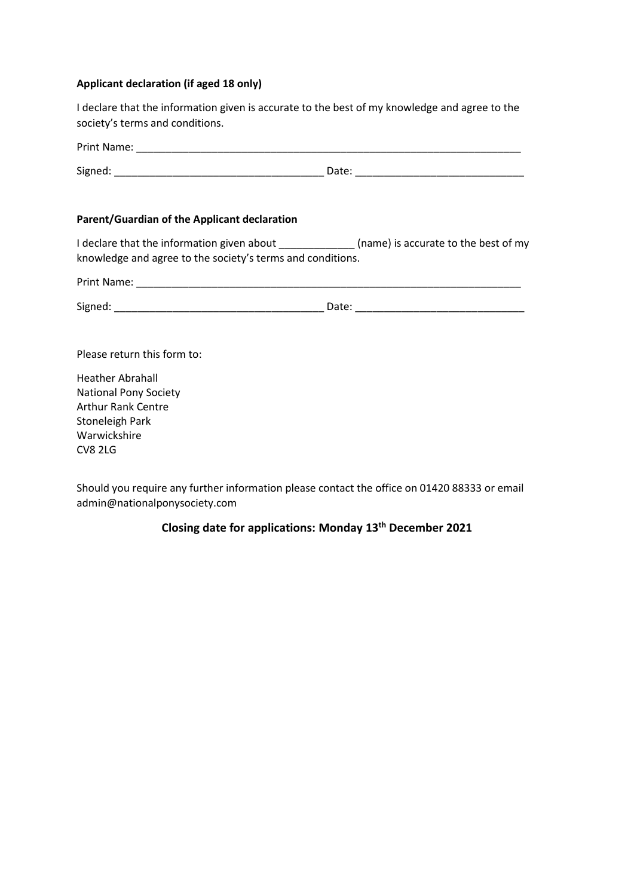**Applicant declaration (if aged 18 only)**

I declare that the information given is accurate to the best of my knowledge and agree to the society's terms and conditions.

Print Name: ____________________________________________________________________

Signed: ____________________________________ Date: _____________________________

**Parent/Guardian of the Applicant declaration**

I declare that the information given about _____________ (name) is accurate to the best of my knowledge and agree to the society's terms and conditions.

Print Name: ____________________________________________________________________

Signed: ____________________________________ Date: _____________________________

Please return this form to:

Heather Abrahall
National Pony Society
Arthur Rank Centre
Stoneleigh Park
Warwickshire
CV8 2LG

Should you require any further information please contact the office on 01420 88333 or email admin@nationalponysociety.com

**Closing date for applications: Monday 13th December 2021**